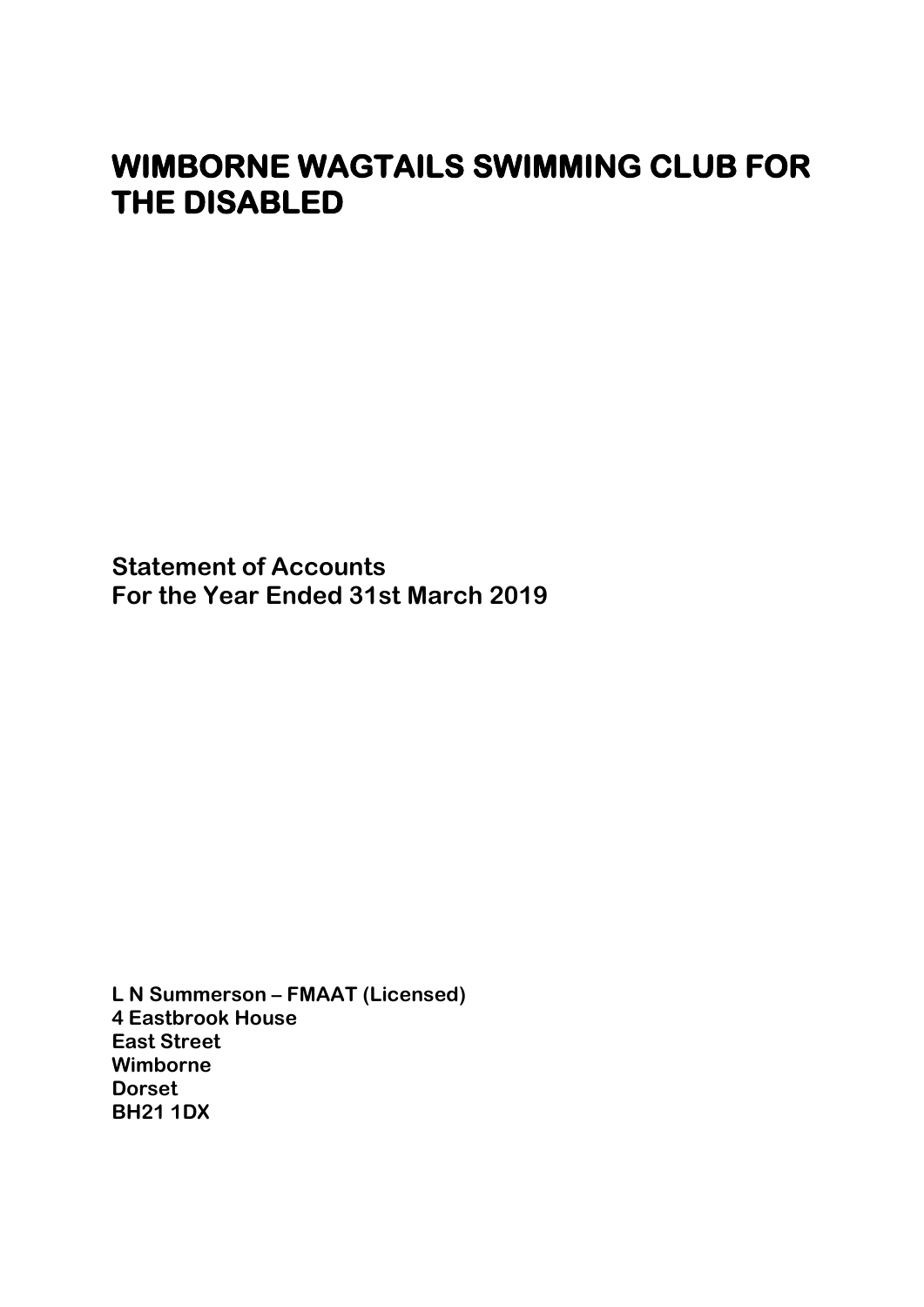# WIMBORNE WAGTAILS SWIMMING CLUB FOR THE DISABLED

**Statement of Accounts**
**For the Year Ended 31st March 2019**

**L N Summerson – FMAAT (Licensed)**
**4 Eastbrook House**
**East Street**
**Wimborne**
**Dorset**
**BH21 1DX**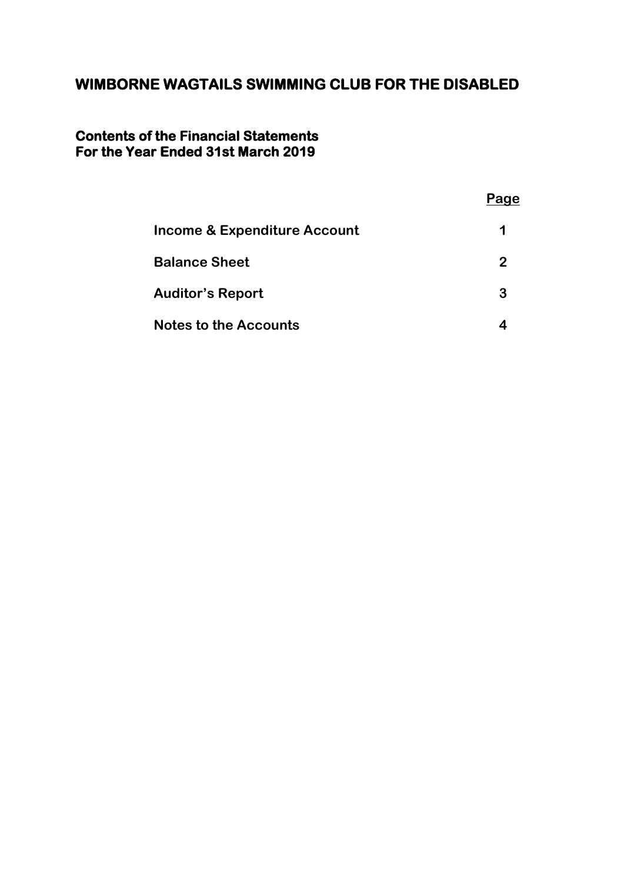# WIMBORNE WAGTAILS SWIMMING CLUB FOR THE DISABLED

## Contents of the Financial Statements
## For the Year Ended 31st March 2019

| | Page |
|---|---|
| Income & Expenditure Account | 1 |
| Balance Sheet | 2 |
| Auditor's Report | 3 |
| Notes to the Accounts | 4 |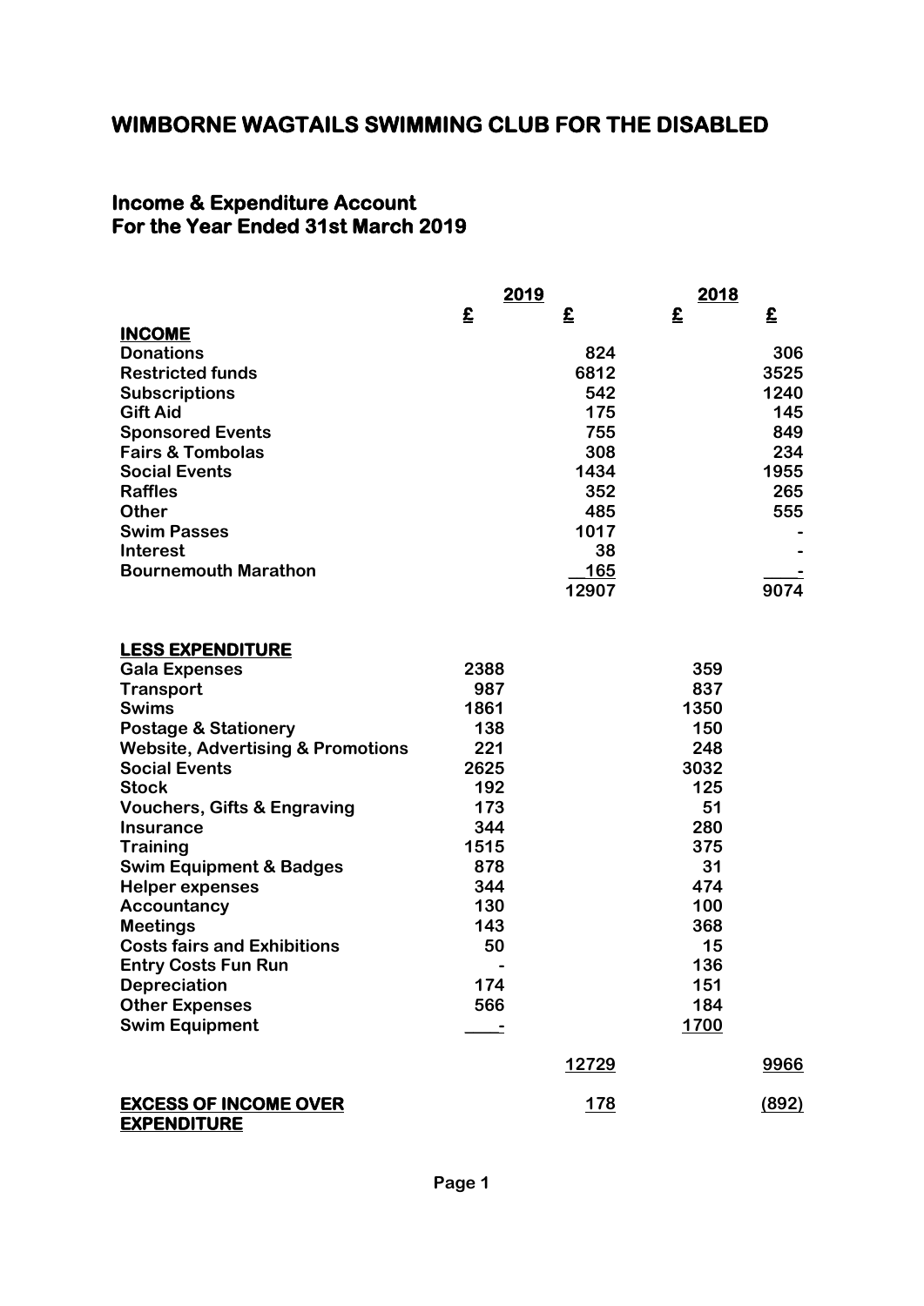# WIMBORNE WAGTAILS SWIMMING CLUB FOR THE DISABLED

## Income & Expenditure Account
## For the Year Ended 31st March 2019

| | 2019 | | 2018 | |
|---|---|---|---|---|
| | £ | £ | £ | £ |
| **INCOME** | | | | |
| Donations | | 824 | | 306 |
| Restricted funds | | 6812 | | 3525 |
| Subscriptions | | 542 | | 1240 |
| Gift Aid | | 175 | | 145 |
| Sponsored Events | | 755 | | 849 |
| Fairs & Tombolas | | 308 | | 234 |
| Social Events | | 1434 | | 1955 |
| Raffles | | 352 | | 265 |
| Other | | 485 | | 555 |
| Swim Passes | | 1017 | | - |
| Interest | | 38 | | - |
| Bournemouth Marathon | | 165 | | - |
| | | 12907 | | 9074 |
| **LESS EXPENDITURE** | | | | |
| Gala Expenses | 2388 | | 359 | |
| Transport | 987 | | 837 | |
| Swims | 1861 | | 1350 | |
| Postage & Stationery | 138 | | 150 | |
| Website, Advertising & Promotions | 221 | | 248 | |
| Social Events | 2625 | | 3032 | |
| Stock | 192 | | 125 | |
| Vouchers, Gifts & Engraving | 173 | | 51 | |
| Insurance | 344 | | 280 | |
| Training | 1515 | | 375 | |
| Swim Equipment & Badges | 878 | | 31 | |
| Helper expenses | 344 | | 474 | |
| Accountancy | 130 | | 100 | |
| Meetings | 143 | | 368 | |
| Costs fairs and Exhibitions | 50 | | 15 | |
| Entry Costs Fun Run | - | | 136 | |
| Depreciation | 174 | | 151 | |
| Other Expenses | 566 | | 184 | |
| Swim Equipment | - | | 1700 | |
| | | 12729 | | 9966 |
| **EXCESS OF INCOME OVER EXPENDITURE** | | 178 | | (892) |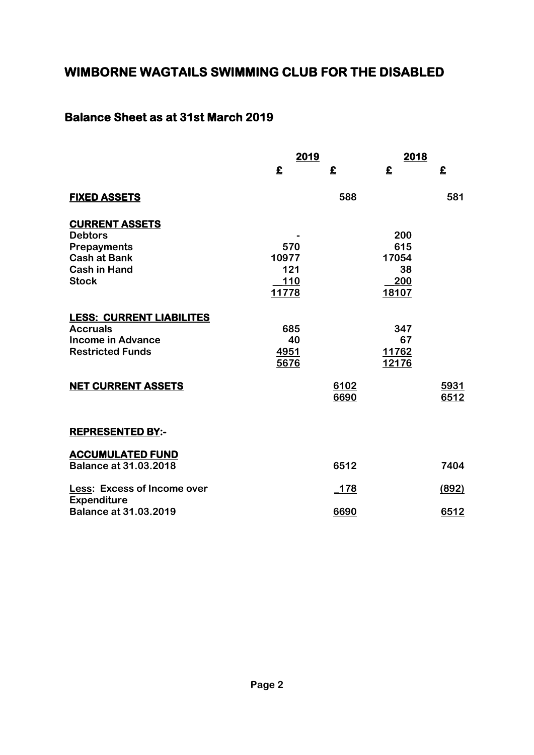# WIMBORNE WAGTAILS SWIMMING CLUB FOR THE DISABLED

## Balance Sheet as at 31st March 2019

| | 2019 | | 2018 | |
|---|---|---|---|---|
| | £ | £ | £ | £ |
| **FIXED ASSETS** | | 588 | | 581 |
| **CURRENT ASSETS** | | | | |
| **Debtors** | - | | 200 | |
| **Prepayments** | 570 | | 615 | |
| **Cash at Bank** | 10977 | | 17054 | |
| **Cash in Hand** | 121 | | 38 | |
| **Stock** | 110 | | 200 | |
| | 11778 | | 18107 | |
| **LESS: CURRENT LIABILITES** | | | | |
| **Accruals** | 685 | | 347 | |
| **Income in Advance** | 40 | | 67 | |
| **Restricted Funds** | 4951 | | 11762 | |
| | 5676 | | 12176 | |
| **NET CURRENT ASSETS** | | 6102 | | 5931 |
| | | 6690 | | 6512 |
| **REPRESENTED BY:-** | | | | |
| **ACCUMULATED FUND** | | | | |
| **Balance at 31.03.2018** | | 6512 | | 7404 |
| **Less: Excess of Income over Expenditure** | | 178 | | (892) |
| **Balance at 31.03.2019** | | 6690 | | 6512 |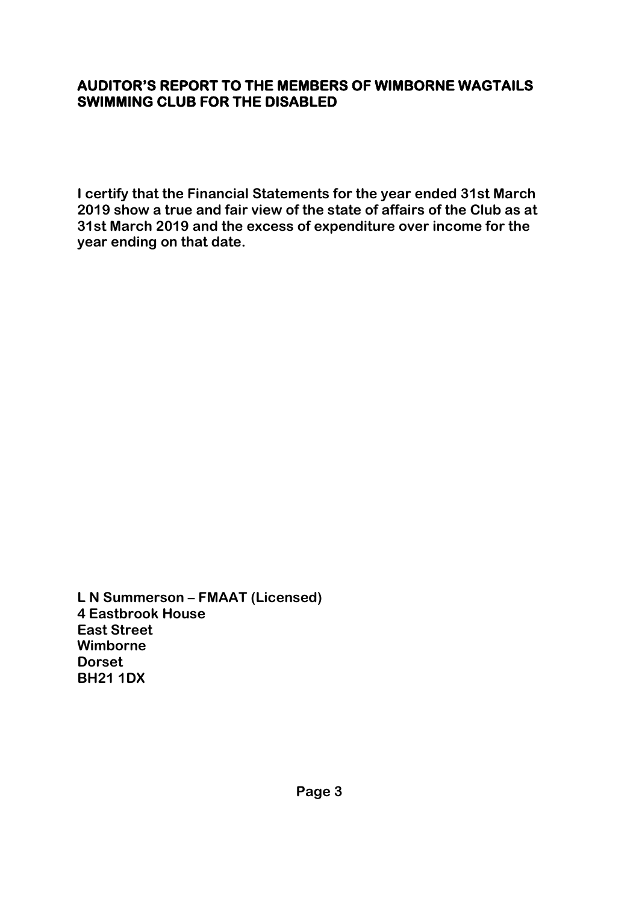# AUDITOR'S REPORT TO THE MEMBERS OF WIMBORNE WAGTAILS SWIMMING CLUB FOR THE DISABLED

**I certify that the Financial Statements for the year ended 31st March 2019 show a true and fair view of the state of affairs of the Club as at 31st March 2019 and the excess of expenditure over income for the year ending on that date.**

**L N Summerson – FMAAT (Licensed)**
**4 Eastbrook House**
**East Street**
**Wimborne**
**Dorset**
**BH21 1DX**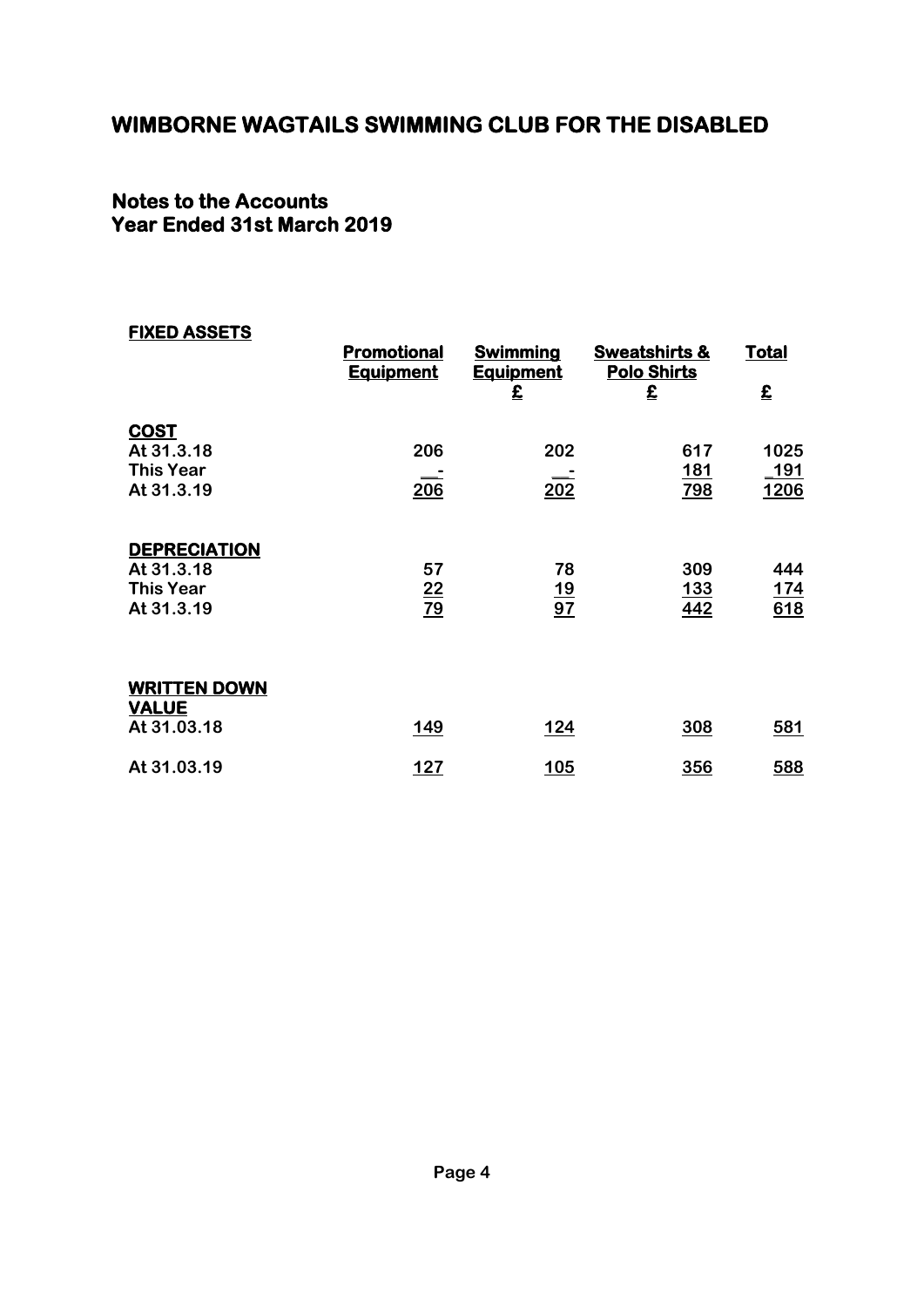# WIMBORNE WAGTAILS SWIMMING CLUB FOR THE DISABLED

## Notes to the Accounts
## Year Ended 31st March 2019

**FIXED ASSETS**

| | Promotional Equipment | Swimming Equipment £ | Sweatshirts & Polo Shirts £ | Total £ |
|---|---|---|---|---|
| **COST** | | | | |
| At 31.3.18 | 206 | 202 | 617 | 1025 |
| This Year | - | - | 181 | 191 |
| At 31.3.19 | 206 | 202 | 798 | 1206 |
| **DEPRECIATION** | | | | |
| At 31.3.18 | 57 | 78 | 309 | 444 |
| This Year | 22 | 19 | 133 | 174 |
| At 31.3.19 | 79 | 97 | 442 | 618 |
| **WRITTEN DOWN VALUE** | | | | |
| At 31.03.18 | 149 | 124 | 308 | 581 |
| At 31.03.19 | 127 | 105 | 356 | 588 |